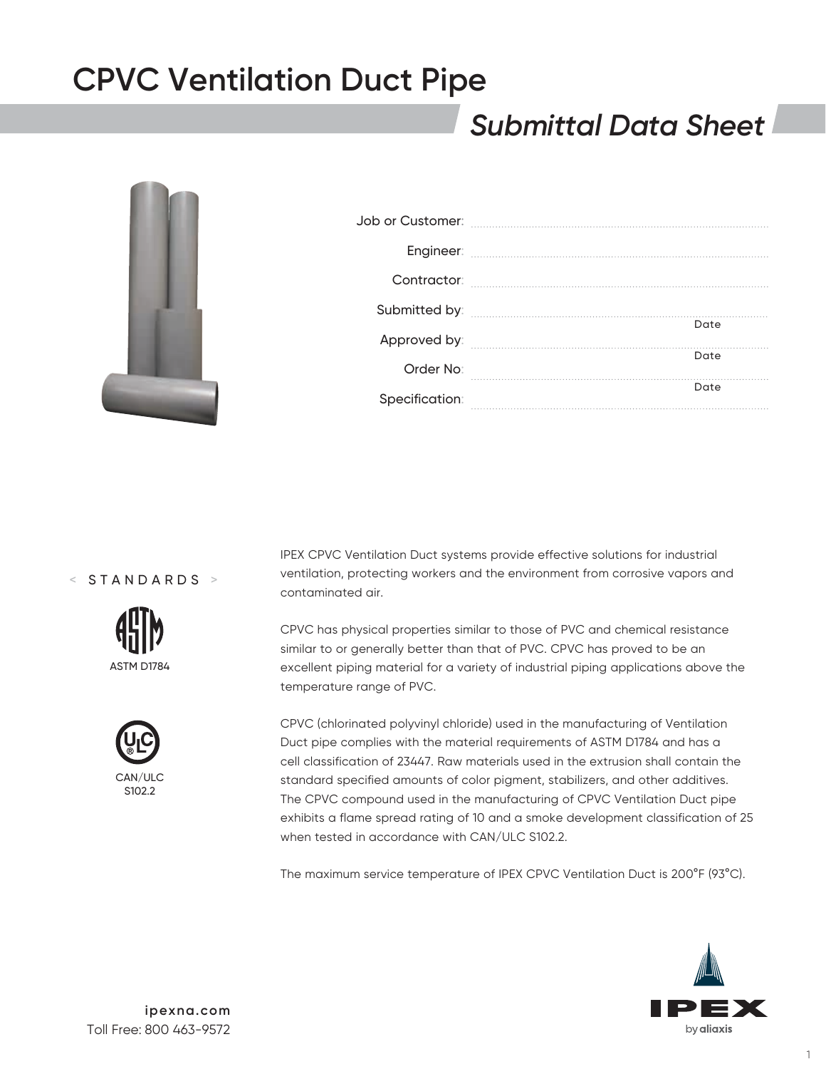# CPVC Ventilation Duct Pipe

## *Submittal Data Sheet*

Job or Customer: ..........................................................................

Engineer: ..........................................................................

Contractor: ..........................................................................

Submitted by: .......................................................... Date

Approved by: .......................................................... Date

Order No: .......................................................... Date

Specification: ..........................................................................

< STANDARDS >

ASTM D1784

CAN/ULC S102.2

IPEX CPVC Ventilation Duct systems provide effective solutions for industrial ventilation, protecting workers and the environment from corrosive vapors and contaminated air.

CPVC has physical properties similar to those of PVC and chemical resistance similar to or generally better than that of PVC. CPVC has proved to be an excellent piping material for a variety of industrial piping applications above the temperature range of PVC.

CPVC (chlorinated polyvinyl chloride) used in the manufacturing of Ventilation Duct pipe complies with the material requirements of ASTM D1784 and has a cell classification of 23447. Raw materials used in the extrusion shall contain the standard specified amounts of color pigment, stabilizers, and other additives. The CPVC compound used in the manufacturing of CPVC Ventilation Duct pipe exhibits a flame spread rating of 10 and a smoke development classification of 25 when tested in accordance with CAN/ULC S102.2.

The maximum service temperature of IPEX CPVC Ventilation Duct is 200°F (93°C).

**ipexna.com**
Toll Free: 800 463-9572

IPEX by aliaxis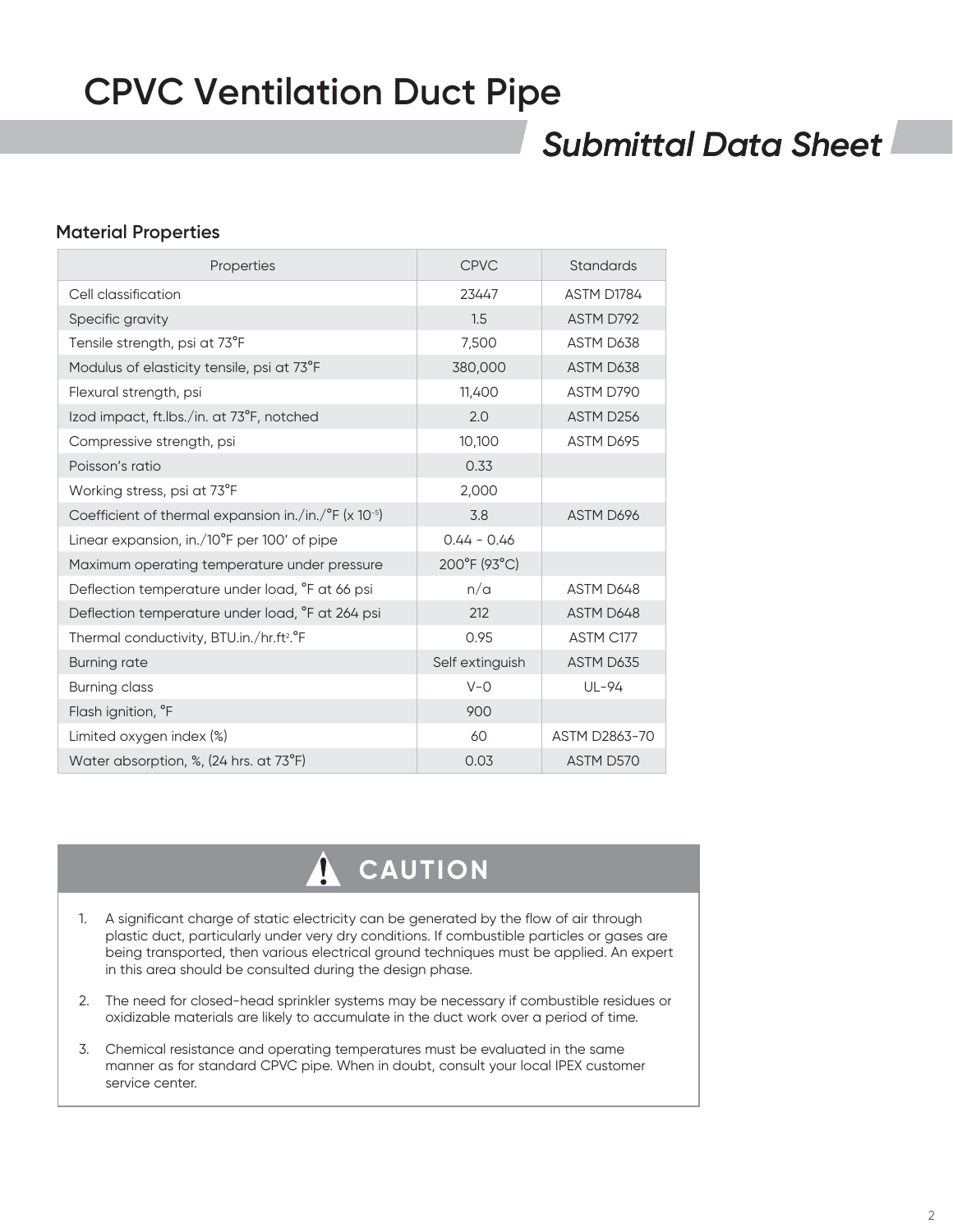# CPVC Ventilation Duct Pipe

## *Submittal Data Sheet*

### Material Properties

| Properties | CPVC | Standards |
|---|---|---|
| Cell classification | 23447 | ASTM D1784 |
| Specific gravity | 1.5 | ASTM D792 |
| Tensile strength, psi at 73°F | 7,500 | ASTM D638 |
| Modulus of elasticity tensile, psi at 73°F | 380,000 | ASTM D638 |
| Flexural strength, psi | 11,400 | ASTM D790 |
| Izod impact, ft.lbs./in. at 73°F, notched | 2.0 | ASTM D256 |
| Compressive strength, psi | 10,100 | ASTM D695 |
| Poisson's ratio | 0.33 | |
| Working stress, psi at 73°F | 2,000 | |
| Coefficient of thermal expansion in./in./°F (x $10^{-5}$) | 3.8 | ASTM D696 |
| Linear expansion, in./10°F per 100' of pipe | 0.44 - 0.46 | |
| Maximum operating temperature under pressure | 200°F (93°C) | |
| Deflection temperature under load, °F at 66 psi | n/a | ASTM D648 |
| Deflection temperature under load, °F at 264 psi | 212 | ASTM D648 |
| Thermal conductivity, BTU.in./hr.$ft^2$.°F | 0.95 | ASTM C177 |
| Burning rate | Self extinguish | ASTM D635 |
| Burning class | V-0 | UL-94 |
| Flash ignition, °F | 900 | |
| Limited oxygen index (%) | 60 | ASTM D2863-70 |
| Water absorption, %, (24 hrs. at 73°F) | 0.03 | ASTM D570 |

### ⚠ CAUTION

1. A significant charge of static electricity can be generated by the flow of air through plastic duct, particularly under very dry conditions. If combustible particles or gases are being transported, then various electrical ground techniques must be applied. An expert in this area should be consulted during the design phase.
2. The need for closed-head sprinkler systems may be necessary if combustible residues or oxidizable materials are likely to accumulate in the duct work over a period of time.
3. Chemical resistance and operating temperatures must be evaluated in the same manner as for standard CPVC pipe. When in doubt, consult your local IPEX customer service center.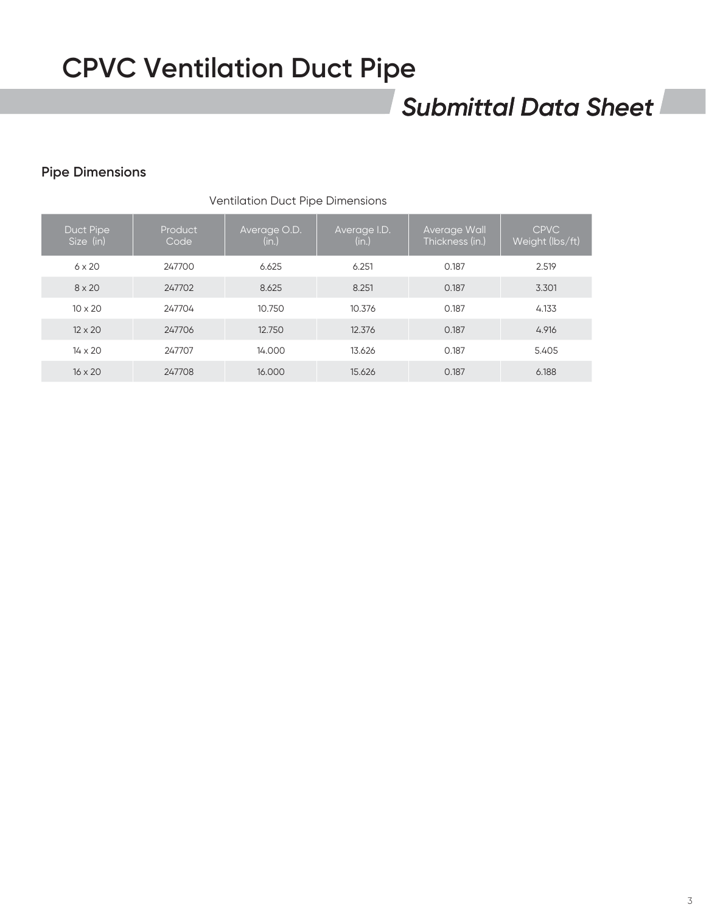# CPVC Ventilation Duct Pipe

## *Submittal Data Sheet*

### Pipe Dimensions

Ventilation Duct Pipe Dimensions

| Duct Pipe Size (in) | Product Code | Average O.D. (in.) | Average I.D. (in.) | Average Wall Thickness (in.) | CPVC Weight (lbs/ft) |
|---|---|---|---|---|---|
| 6 x 20 | 247700 | 6.625 | 6.251 | 0.187 | 2.519 |
| 8 x 20 | 247702 | 8.625 | 8.251 | 0.187 | 3.301 |
| 10 x 20 | 247704 | 10.750 | 10.376 | 0.187 | 4.133 |
| 12 x 20 | 247706 | 12.750 | 12.376 | 0.187 | 4.916 |
| 14 x 20 | 247707 | 14.000 | 13.626 | 0.187 | 5.405 |
| 16 x 20 | 247708 | 16.000 | 15.626 | 0.187 | 6.188 |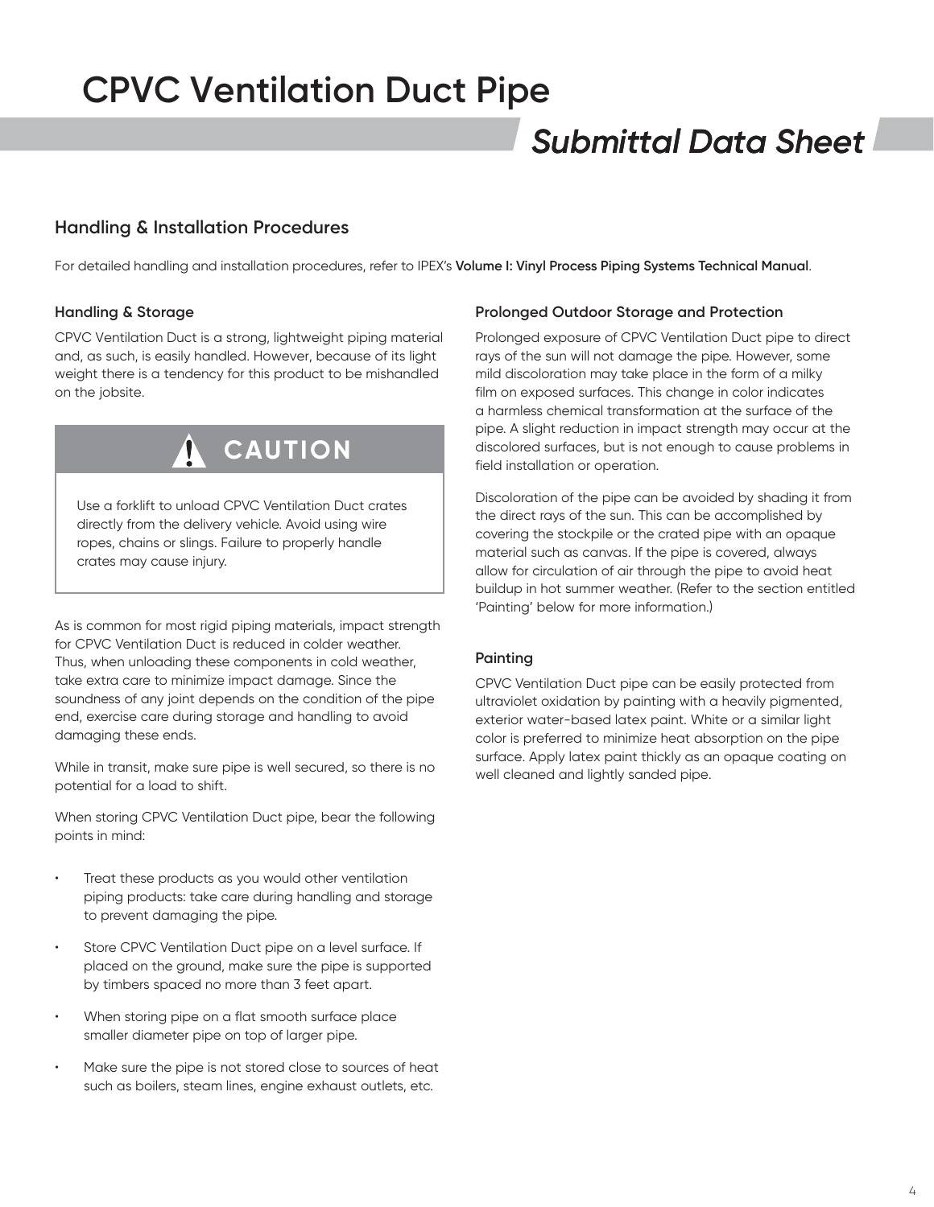# CPVC Ventilation Duct Pipe

## *Submittal Data Sheet*

## Handling & Installation Procedures

For detailed handling and installation procedures, refer to IPEX's **Volume I: Vinyl Process Piping Systems Technical Manual**.

### Handling & Storage

CPVC Ventilation Duct is a strong, lightweight piping material and, as such, is easily handled. However, because of its light weight there is a tendency for this product to be mishandled on the jobsite.

> **⚠ CAUTION**
>
> Use a forklift to unload CPVC Ventilation Duct crates directly from the delivery vehicle. Avoid using wire ropes, chains or slings. Failure to properly handle crates may cause injury.

As is common for most rigid piping materials, impact strength for CPVC Ventilation Duct is reduced in colder weather. Thus, when unloading these components in cold weather, take extra care to minimize impact damage. Since the soundness of any joint depends on the condition of the pipe end, exercise care during storage and handling to avoid damaging these ends.

While in transit, make sure pipe is well secured, so there is no potential for a load to shift.

When storing CPVC Ventilation Duct pipe, bear the following points in mind:

- Treat these products as you would other ventilation piping products: take care during handling and storage to prevent damaging the pipe.
- Store CPVC Ventilation Duct pipe on a level surface. If placed on the ground, make sure the pipe is supported by timbers spaced no more than 3 feet apart.
- When storing pipe on a flat smooth surface place smaller diameter pipe on top of larger pipe.
- Make sure the pipe is not stored close to sources of heat such as boilers, steam lines, engine exhaust outlets, etc.

### Prolonged Outdoor Storage and Protection

Prolonged exposure of CPVC Ventilation Duct pipe to direct rays of the sun will not damage the pipe. However, some mild discoloration may take place in the form of a milky film on exposed surfaces. This change in color indicates a harmless chemical transformation at the surface of the pipe. A slight reduction in impact strength may occur at the discolored surfaces, but is not enough to cause problems in field installation or operation.

Discoloration of the pipe can be avoided by shading it from the direct rays of the sun. This can be accomplished by covering the stockpile or the crated pipe with an opaque material such as canvas. If the pipe is covered, always allow for circulation of air through the pipe to avoid heat buildup in hot summer weather. (Refer to the section entitled 'Painting' below for more information.)

### Painting

CPVC Ventilation Duct pipe can be easily protected from ultraviolet oxidation by painting with a heavily pigmented, exterior water-based latex paint. White or a similar light color is preferred to minimize heat absorption on the pipe surface. Apply latex paint thickly as an opaque coating on well cleaned and lightly sanded pipe.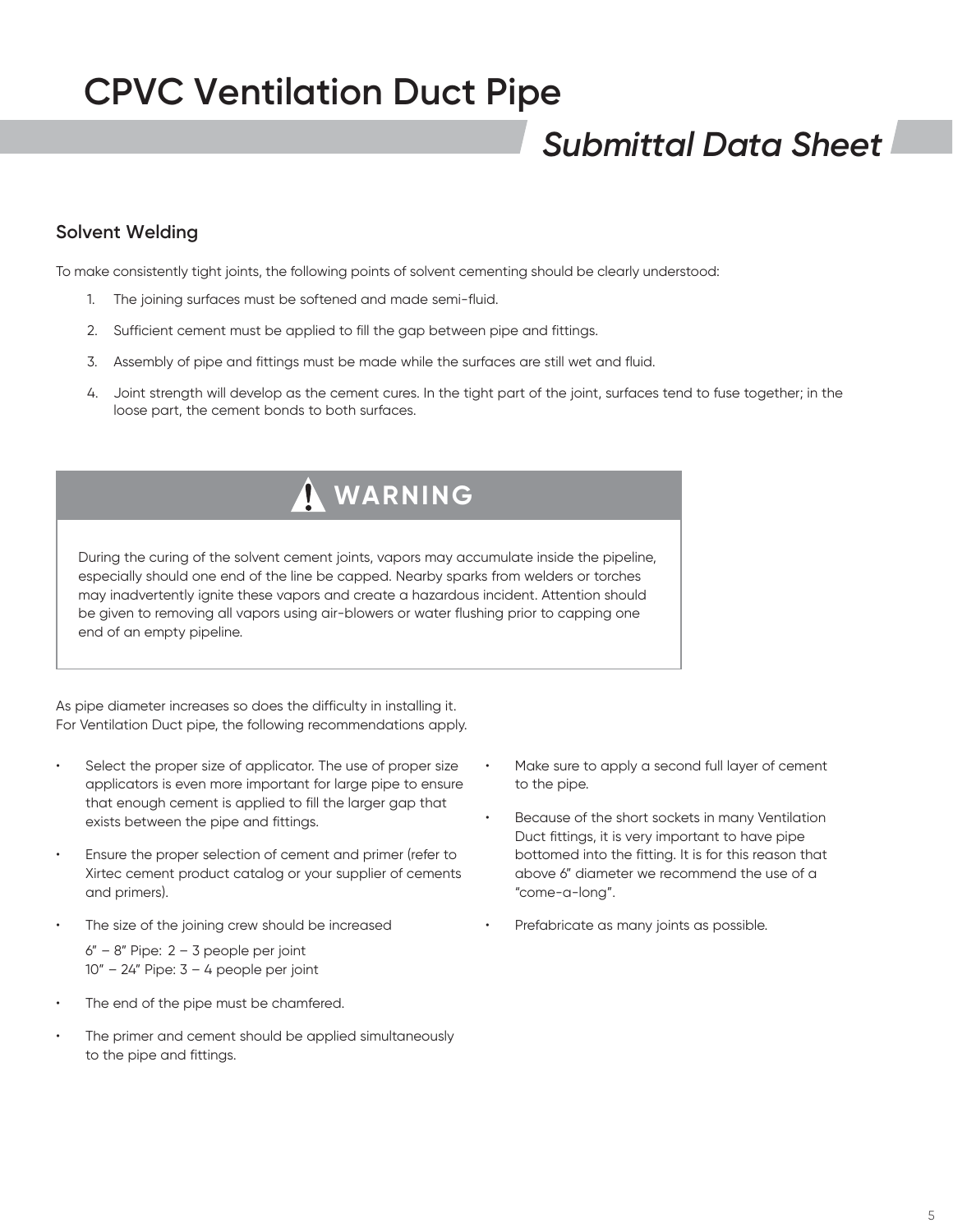# CPVC Ventilation Duct Pipe

## *Submittal Data Sheet*

### Solvent Welding

To make consistently tight joints, the following points of solvent cementing should be clearly understood:

1. The joining surfaces must be softened and made semi-fluid.
2. Sufficient cement must be applied to fill the gap between pipe and fittings.
3. Assembly of pipe and fittings must be made while the surfaces are still wet and fluid.
4. Joint strength will develop as the cement cures. In the tight part of the joint, surfaces tend to fuse together; in the loose part, the cement bonds to both surfaces.

> **⚠ WARNING**
>
> During the curing of the solvent cement joints, vapors may accumulate inside the pipeline, especially should one end of the line be capped. Nearby sparks from welders or torches may inadvertently ignite these vapors and create a hazardous incident. Attention should be given to removing all vapors using air-blowers or water flushing prior to capping one end of an empty pipeline.

As pipe diameter increases so does the difficulty in installing it. For Ventilation Duct pipe, the following recommendations apply.

- Select the proper size of applicator. The use of proper size applicators is even more important for large pipe to ensure that enough cement is applied to fill the larger gap that exists between the pipe and fittings.
- Ensure the proper selection of cement and primer (refer to Xirtec cement product catalog or your supplier of cements and primers).
- The size of the joining crew should be increased

  6" – 8" Pipe: 2 – 3 people per joint
  10" – 24" Pipe: 3 – 4 people per joint
- The end of the pipe must be chamfered.
- The primer and cement should be applied simultaneously to the pipe and fittings.
- Make sure to apply a second full layer of cement to the pipe.
- Because of the short sockets in many Ventilation Duct fittings, it is very important to have pipe bottomed into the fitting. It is for this reason that above 6" diameter we recommend the use of a "come-a-long".
- Prefabricate as many joints as possible.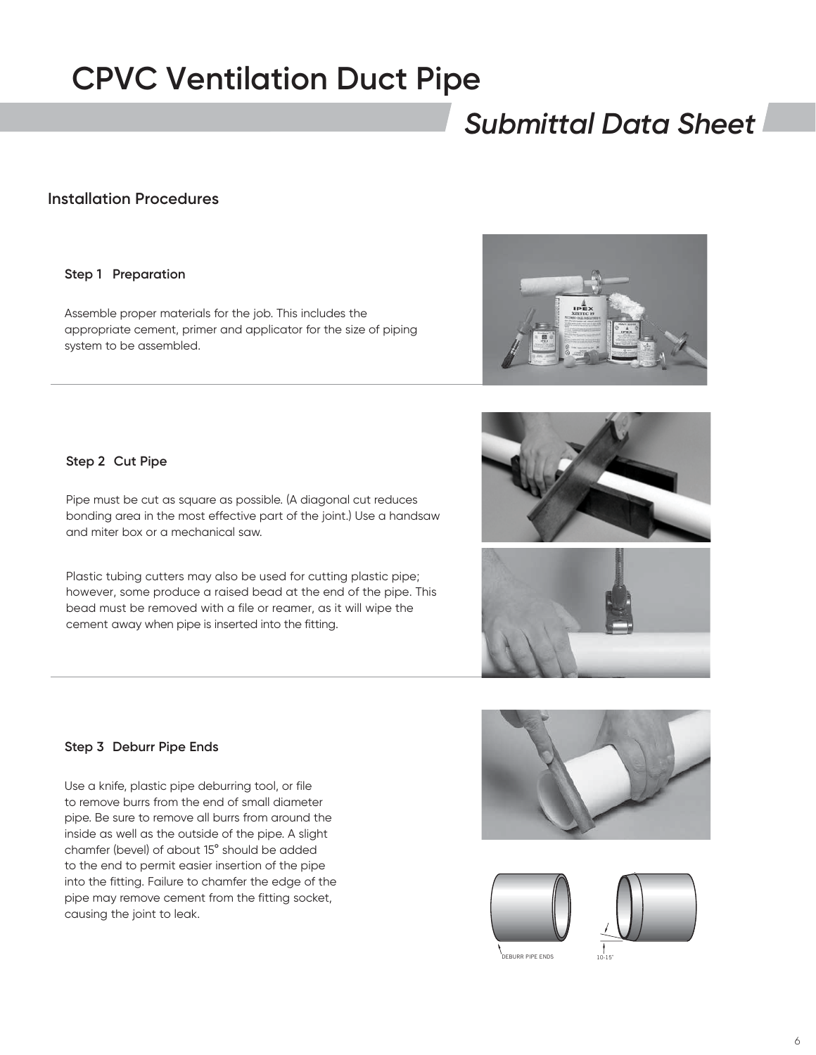# CPVC Ventilation Duct Pipe

## *Submittal Data Sheet*

### Installation Procedures

#### Step 1 Preparation

Assemble proper materials for the job. This includes the appropriate cement, primer and applicator for the size of piping system to be assembled.

#### Step 2 Cut Pipe

Pipe must be cut as square as possible. (A diagonal cut reduces bonding area in the most effective part of the joint.) Use a handsaw and miter box or a mechanical saw.

Plastic tubing cutters may also be used for cutting plastic pipe; however, some produce a raised bead at the end of the pipe. This bead must be removed with a file or reamer, as it will wipe the cement away when pipe is inserted into the fitting.

#### Step 3 Deburr Pipe Ends

Use a knife, plastic pipe deburring tool, or file to remove burrs from the end of small diameter pipe. Be sure to remove all burrs from around the inside as well as the outside of the pipe. A slight chamfer (bevel) of about 15° should be added to the end to permit easier insertion of the pipe into the fitting. Failure to chamfer the edge of the pipe may remove cement from the fitting socket, causing the joint to leak.

DEBURR PIPE ENDS

10-15°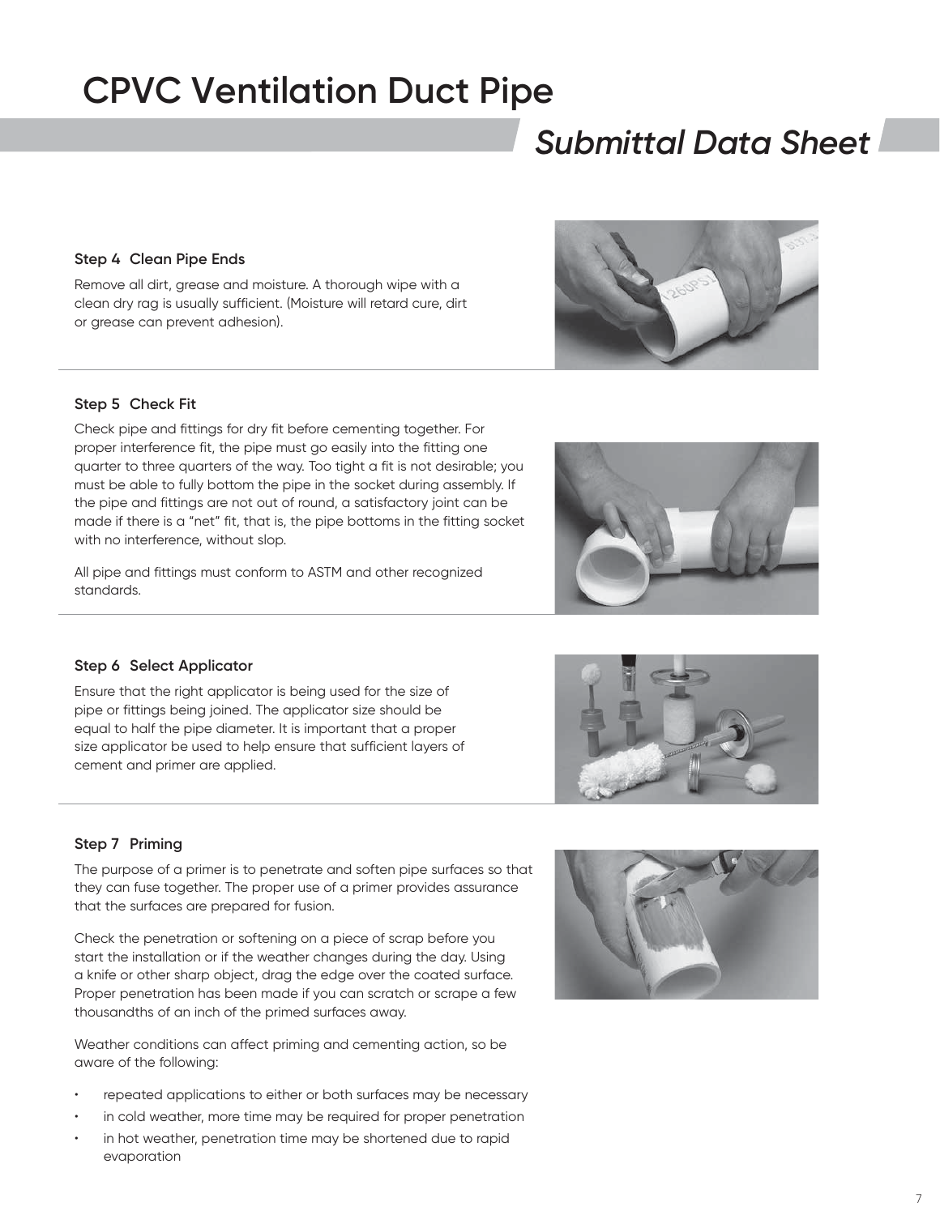# CPVC Ventilation Duct Pipe

## *Submittal Data Sheet*

### Step 4 Clean Pipe Ends

Remove all dirt, grease and moisture. A thorough wipe with a clean dry rag is usually sufficient. (Moisture will retard cure, dirt or grease can prevent adhesion).

### Step 5 Check Fit

Check pipe and fittings for dry fit before cementing together. For proper interference fit, the pipe must go easily into the fitting one quarter to three quarters of the way. Too tight a fit is not desirable; you must be able to fully bottom the pipe in the socket during assembly. If the pipe and fittings are not out of round, a satisfactory joint can be made if there is a "net" fit, that is, the pipe bottoms in the fitting socket with no interference, without slop.

All pipe and fittings must conform to ASTM and other recognized standards.

### Step 6 Select Applicator

Ensure that the right applicator is being used for the size of pipe or fittings being joined. The applicator size should be equal to half the pipe diameter. It is important that a proper size applicator be used to help ensure that sufficient layers of cement and primer are applied.

### Step 7 Priming

The purpose of a primer is to penetrate and soften pipe surfaces so that they can fuse together. The proper use of a primer provides assurance that the surfaces are prepared for fusion.

Check the penetration or softening on a piece of scrap before you start the installation or if the weather changes during the day. Using a knife or other sharp object, drag the edge over the coated surface. Proper penetration has been made if you can scratch or scrape a few thousandths of an inch of the primed surfaces away.

Weather conditions can affect priming and cementing action, so be aware of the following:

- repeated applications to either or both surfaces may be necessary
- in cold weather, more time may be required for proper penetration
- in hot weather, penetration time may be shortened due to rapid evaporation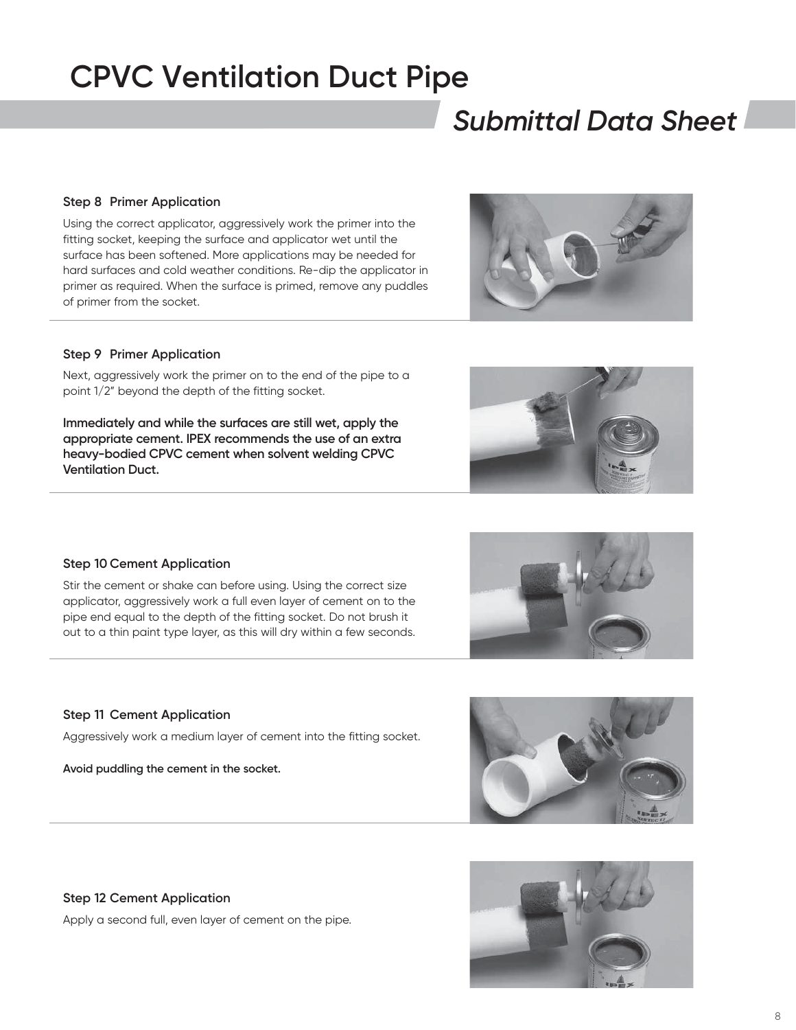### Step 8 Primer Application

Using the correct applicator, aggressively work the primer into the fitting socket, keeping the surface and applicator wet until the surface has been softened. More applications may be needed for hard surfaces and cold weather conditions. Re-dip the applicator in primer as required. When the surface is primed, remove any puddles of primer from the socket.

### Step 9 Primer Application

Next, aggressively work the primer on to the end of the pipe to a point 1/2" beyond the depth of the fitting socket.

**Immediately and while the surfaces are still wet, apply the appropriate cement. IPEX recommends the use of an extra heavy-bodied CPVC cement when solvent welding CPVC Ventilation Duct.**

### Step 10 Cement Application

Stir the cement or shake can before using. Using the correct size applicator, aggressively work a full even layer of cement on to the pipe end equal to the depth of the fitting socket. Do not brush it out to a thin paint type layer, as this will dry within a few seconds.

### Step 11 Cement Application

Aggressively work a medium layer of cement into the fitting socket.

**Avoid puddling the cement in the socket.**

### Step 12 Cement Application

Apply a second full, even layer of cement on the pipe.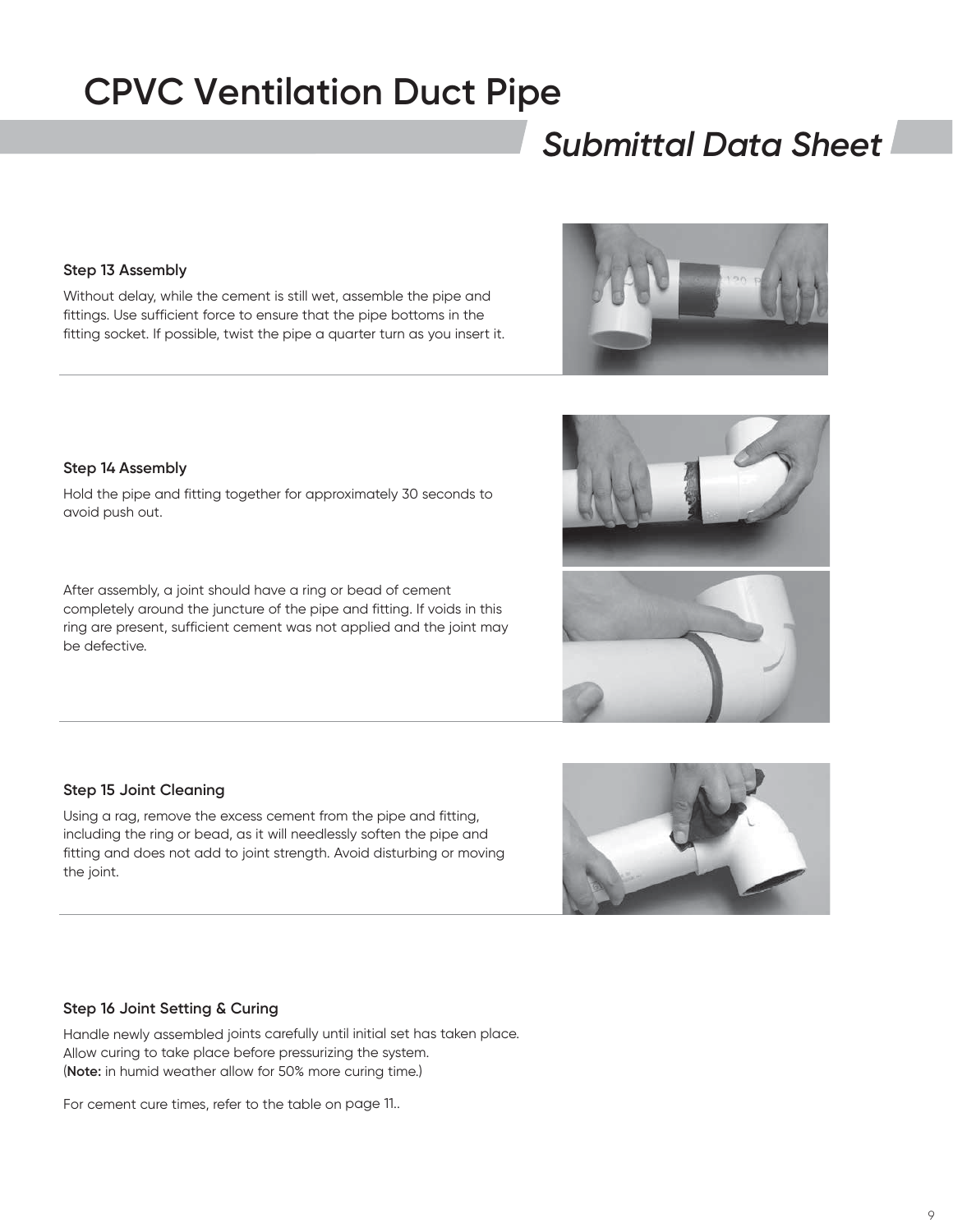# CPVC Ventilation Duct Pipe

## *Submittal Data Sheet*

**Step 13 Assembly**

Without delay, while the cement is still wet, assemble the pipe and fittings. Use sufficient force to ensure that the pipe bottoms in the fitting socket. If possible, twist the pipe a quarter turn as you insert it.

**Step 14 Assembly**

Hold the pipe and fitting together for approximately 30 seconds to avoid push out.

After assembly, a joint should have a ring or bead of cement completely around the juncture of the pipe and fitting. If voids in this ring are present, sufficient cement was not applied and the joint may be defective.

**Step 15 Joint Cleaning**

Using a rag, remove the excess cement from the pipe and fitting, including the ring or bead, as it will needlessly soften the pipe and fitting and does not add to joint strength. Avoid disturbing or moving the joint.

**Step 16 Joint Setting & Curing**

Handle newly assembled joints carefully until initial set has taken place. Allow curing to take place before pressurizing the system. (**Note:** in humid weather allow for 50% more curing time.)

For cement cure times, refer to the table on page 11..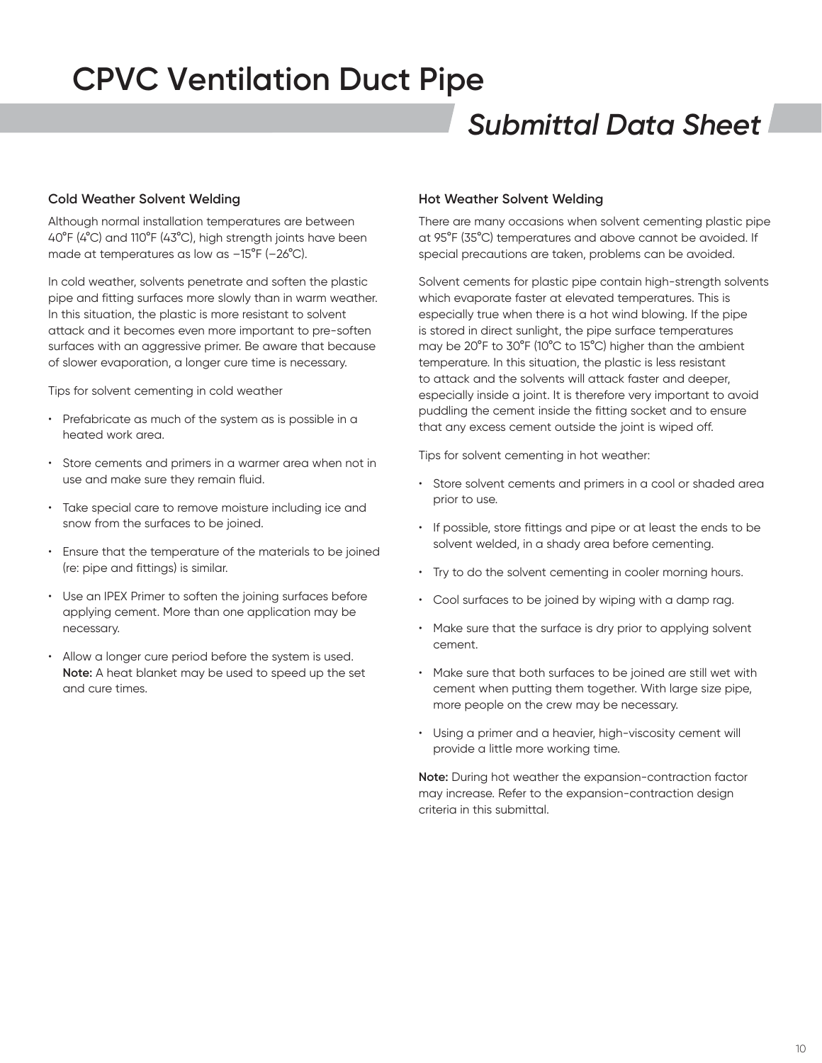# CPVC Ventilation Duct Pipe

## *Submittal Data Sheet*

### Cold Weather Solvent Welding

Although normal installation temperatures are between 40°F (4°C) and 110°F (43°C), high strength joints have been made at temperatures as low as –15°F (–26°C).

In cold weather, solvents penetrate and soften the plastic pipe and fitting surfaces more slowly than in warm weather. In this situation, the plastic is more resistant to solvent attack and it becomes even more important to pre-soften surfaces with an aggressive primer. Be aware that because of slower evaporation, a longer cure time is necessary.

Tips for solvent cementing in cold weather

- Prefabricate as much of the system as is possible in a heated work area.
- Store cements and primers in a warmer area when not in use and make sure they remain fluid.
- Take special care to remove moisture including ice and snow from the surfaces to be joined.
- Ensure that the temperature of the materials to be joined (re: pipe and fittings) is similar.
- Use an IPEX Primer to soften the joining surfaces before applying cement. More than one application may be necessary.
- Allow a longer cure period before the system is used. **Note:** A heat blanket may be used to speed up the set and cure times.

### Hot Weather Solvent Welding

There are many occasions when solvent cementing plastic pipe at 95°F (35°C) temperatures and above cannot be avoided. If special precautions are taken, problems can be avoided.

Solvent cements for plastic pipe contain high-strength solvents which evaporate faster at elevated temperatures. This is especially true when there is a hot wind blowing. If the pipe is stored in direct sunlight, the pipe surface temperatures may be 20°F to 30°F (10°C to 15°C) higher than the ambient temperature. In this situation, the plastic is less resistant to attack and the solvents will attack faster and deeper, especially inside a joint. It is therefore very important to avoid puddling the cement inside the fitting socket and to ensure that any excess cement outside the joint is wiped off.

Tips for solvent cementing in hot weather:

- Store solvent cements and primers in a cool or shaded area prior to use.
- If possible, store fittings and pipe or at least the ends to be solvent welded, in a shady area before cementing.
- Try to do the solvent cementing in cooler morning hours.
- Cool surfaces to be joined by wiping with a damp rag.
- Make sure that the surface is dry prior to applying solvent cement.
- Make sure that both surfaces to be joined are still wet with cement when putting them together. With large size pipe, more people on the crew may be necessary.
- Using a primer and a heavier, high-viscosity cement will provide a little more working time.

**Note:** During hot weather the expansion-contraction factor may increase. Refer to the expansion-contraction design criteria in this submittal.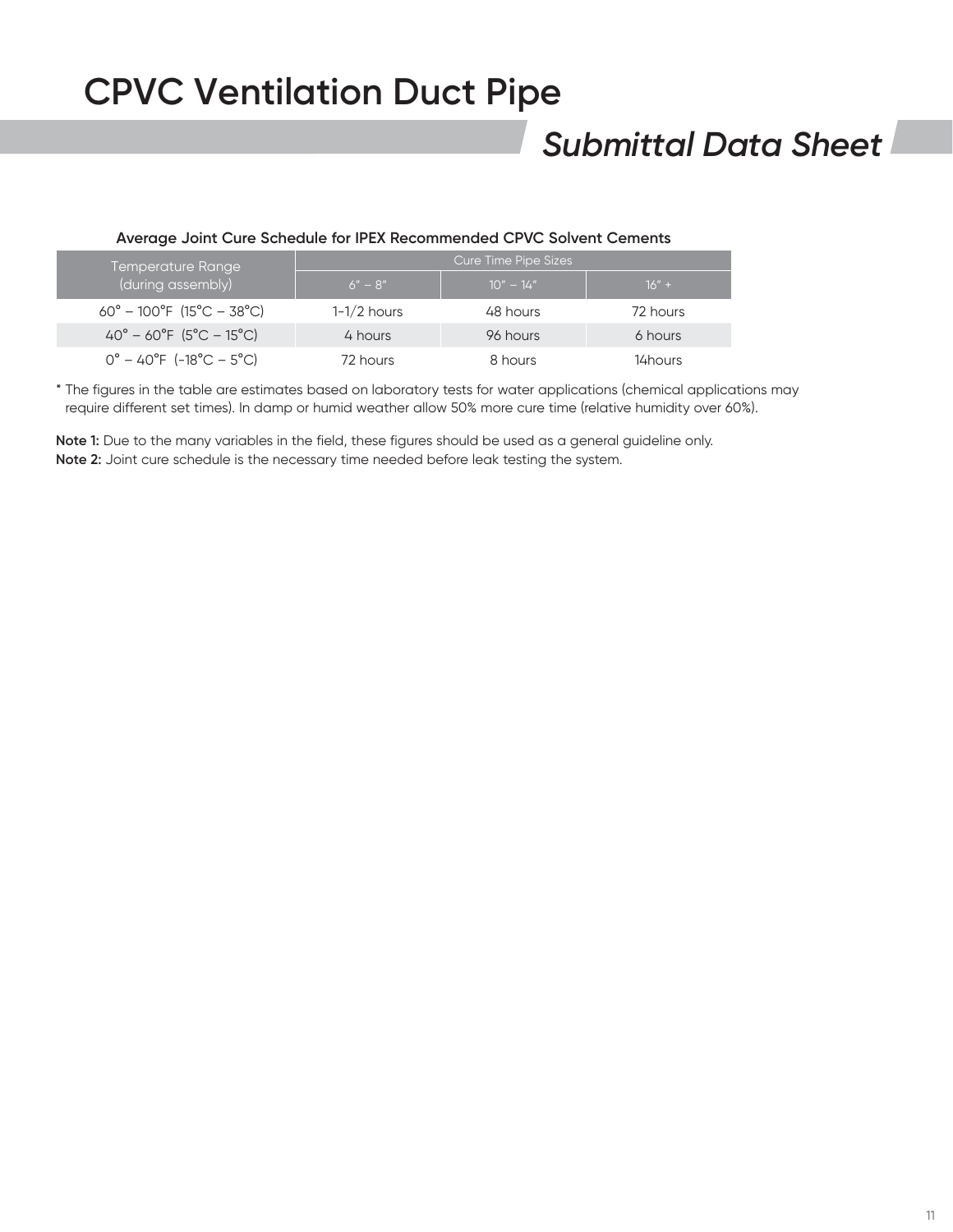# CPVC Ventilation Duct Pipe

## *Submittal Data Sheet*

**Average Joint Cure Schedule for IPEX Recommended CPVC Solvent Cements**

| Temperature Range (during assembly) | Cure Time Pipe Sizes | | |
|---|---|---|---|
| | 6" – 8" | 10" – 14" | 16" + |
| 60° – 100°F (15°C – 38°C) | 1-1/2 hours | 48 hours | 72 hours |
| 40° – 60°F (5°C – 15°C) | 4 hours | 96 hours | 6 hours |
| 0° – 40°F (-18°C – 5°C) | 72 hours | 8 hours | 14hours |

* The figures in the table are estimates based on laboratory tests for water applications (chemical applications may require different set times). In damp or humid weather allow 50% more cure time (relative humidity over 60%).

**Note 1:** Due to the many variables in the field, these figures should be used as a general guideline only.
**Note 2:** Joint cure schedule is the necessary time needed before leak testing the system.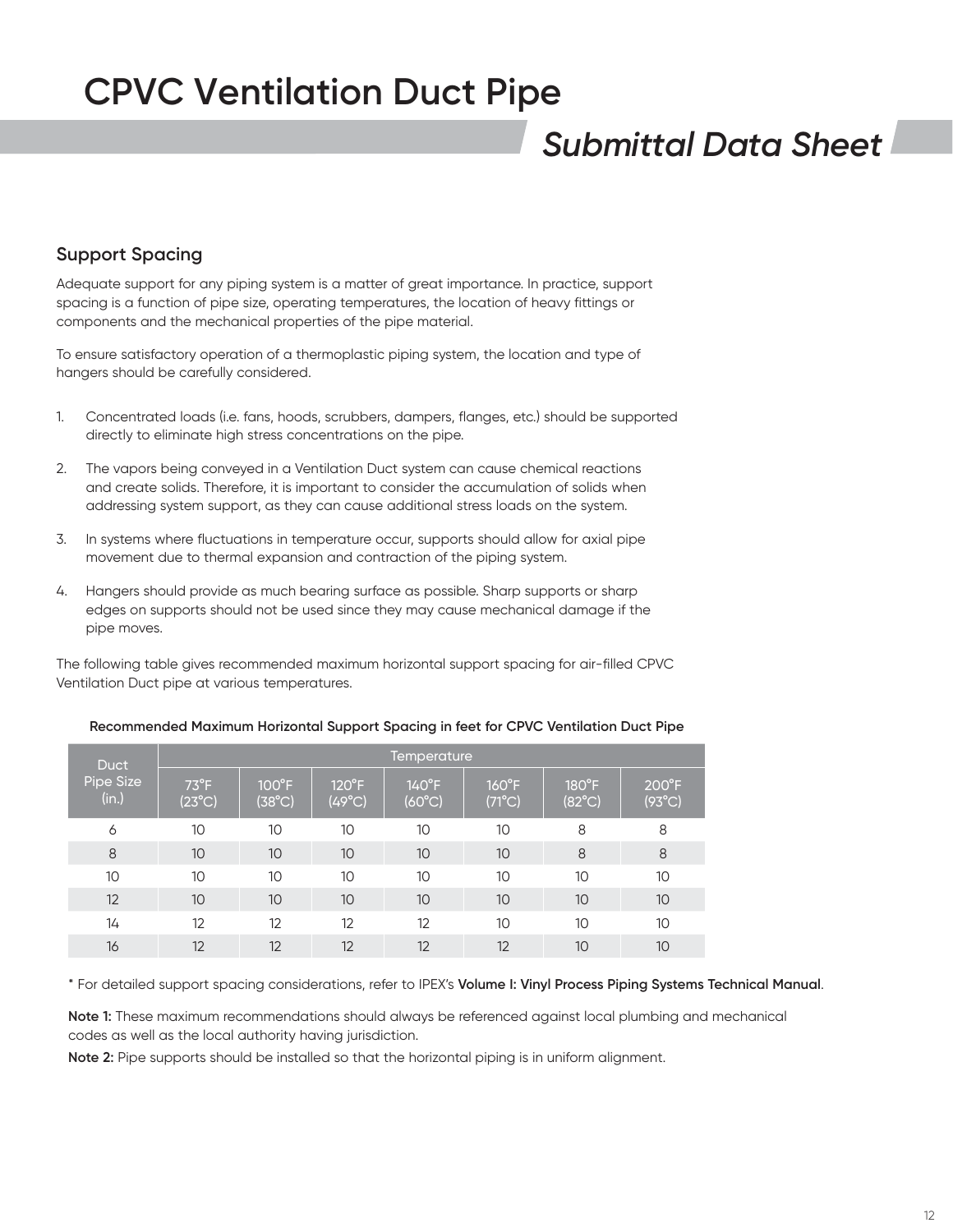# CPVC Ventilation Duct Pipe

## *Submittal Data Sheet*

### Support Spacing

Adequate support for any piping system is a matter of great importance. In practice, support spacing is a function of pipe size, operating temperatures, the location of heavy fittings or components and the mechanical properties of the pipe material.

To ensure satisfactory operation of a thermoplastic piping system, the location and type of hangers should be carefully considered.

1. Concentrated loads (i.e. fans, hoods, scrubbers, dampers, flanges, etc.) should be supported directly to eliminate high stress concentrations on the pipe.

2. The vapors being conveyed in a Ventilation Duct system can cause chemical reactions and create solids. Therefore, it is important to consider the accumulation of solids when addressing system support, as they can cause additional stress loads on the system.

3. In systems where fluctuations in temperature occur, supports should allow for axial pipe movement due to thermal expansion and contraction of the piping system.

4. Hangers should provide as much bearing surface as possible. Sharp supports or sharp edges on supports should not be used since they may cause mechanical damage if the pipe moves.

The following table gives recommended maximum horizontal support spacing for air-filled CPVC Ventilation Duct pipe at various temperatures.

**Recommended Maximum Horizontal Support Spacing in feet for CPVC Ventilation Duct Pipe**

| Duct Pipe Size (in.) | Temperature | | | | | | |
|---|---|---|---|---|---|---|---|
| | 73°F (23°C) | 100°F (38°C) | 120°F (49°C) | 140°F (60°C) | 160°F (71°C) | 180°F (82°C) | 200°F (93°C) |
| 6 | 10 | 10 | 10 | 10 | 10 | 8 | 8 |
| 8 | 10 | 10 | 10 | 10 | 10 | 8 | 8 |
| 10 | 10 | 10 | 10 | 10 | 10 | 10 | 10 |
| 12 | 10 | 10 | 10 | 10 | 10 | 10 | 10 |
| 14 | 12 | 12 | 12 | 12 | 10 | 10 | 10 |
| 16 | 12 | 12 | 12 | 12 | 12 | 10 | 10 |

* For detailed support spacing considerations, refer to IPEX's **Volume I: Vinyl Process Piping Systems Technical Manual**.

**Note 1:** These maximum recommendations should always be referenced against local plumbing and mechanical codes as well as the local authority having jurisdiction.

**Note 2:** Pipe supports should be installed so that the horizontal piping is in uniform alignment.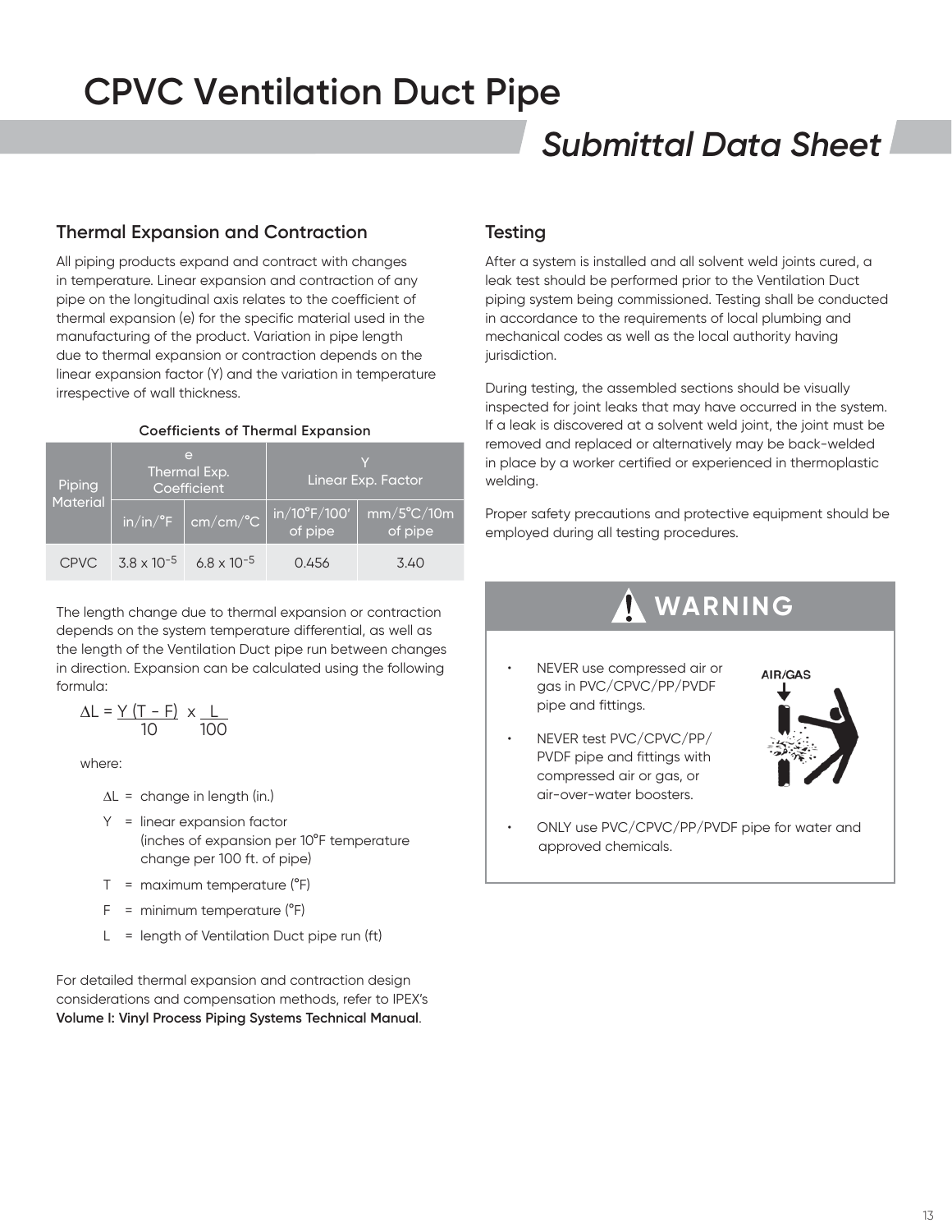# CPVC Ventilation Duct Pipe

## *Submittal Data Sheet*

### Thermal Expansion and Contraction

All piping products expand and contract with changes in temperature. Linear expansion and contraction of any pipe on the longitudinal axis relates to the coefficient of thermal expansion (e) for the specific material used in the manufacturing of the product. Variation in pipe length due to thermal expansion or contraction depends on the linear expansion factor (Y) and the variation in temperature irrespective of wall thickness.

**Coefficients of Thermal Expansion**

| Piping Material | e Thermal Exp. Coefficient | | Y Linear Exp. Factor | |
|---|---|---|---|---|
| | in/in/°F | cm/cm/°C | in/10°F/100' of pipe | mm/5°C/10m of pipe |
| CPVC | $3.8 \times 10^{-5}$ | $6.8 \times 10^{-5}$ | 0.456 | 3.40 |

The length change due to thermal expansion or contraction depends on the system temperature differential, as well as the length of the Ventilation Duct pipe run between changes in direction. Expansion can be calculated using the following formula:

$$\Delta L = \frac{Y\,(T - F)}{10} \times \frac{L}{100}$$

where:

- $\Delta L$ = change in length (in.)
- $Y$ = linear expansion factor (inches of expansion per 10°F temperature change per 100 ft. of pipe)
- $T$ = maximum temperature (°F)
- $F$ = minimum temperature (°F)
- $L$ = length of Ventilation Duct pipe run (ft)

For detailed thermal expansion and contraction design considerations and compensation methods, refer to IPEX's **Volume I: Vinyl Process Piping Systems Technical Manual**.

### Testing

After a system is installed and all solvent weld joints cured, a leak test should be performed prior to the Ventilation Duct piping system being commissioned. Testing shall be conducted in accordance to the requirements of local plumbing and mechanical codes as well as the local authority having jurisdiction.

During testing, the assembled sections should be visually inspected for joint leaks that may have occurred in the system. If a leak is discovered at a solvent weld joint, the joint must be removed and replaced or alternatively may be back-welded in place by a worker certified or experienced in thermoplastic welding.

Proper safety precautions and protective equipment should be employed during all testing procedures.

**WARNING**

- NEVER use compressed air or gas in PVC/CPVC/PP/PVDF pipe and fittings.
- NEVER test PVC/CPVC/PP/PVDF pipe and fittings with compressed air or gas, or air-over-water boosters.
- ONLY use PVC/CPVC/PP/PVDF pipe for water and approved chemicals.

AIR/GAS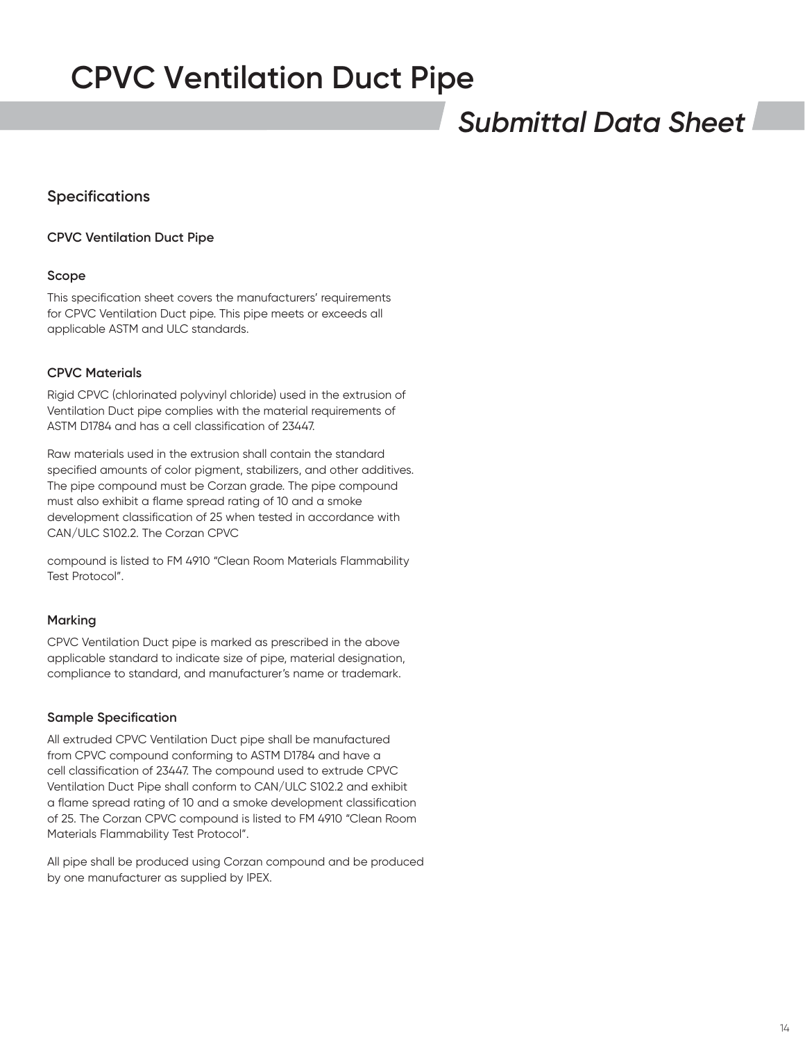# CPVC Ventilation Duct Pipe

## *Submittal Data Sheet*

### Specifications

**CPVC Ventilation Duct Pipe**

**Scope**

This specification sheet covers the manufacturers' requirements for CPVC Ventilation Duct pipe. This pipe meets or exceeds all applicable ASTM and ULC standards.

**CPVC Materials**

Rigid CPVC (chlorinated polyvinyl chloride) used in the extrusion of Ventilation Duct pipe complies with the material requirements of ASTM D1784 and has a cell classification of 23447.

Raw materials used in the extrusion shall contain the standard specified amounts of color pigment, stabilizers, and other additives. The pipe compound must be Corzan grade. The pipe compound must also exhibit a flame spread rating of 10 and a smoke development classification of 25 when tested in accordance with CAN/ULC S102.2. The Corzan CPVC

compound is listed to FM 4910 "Clean Room Materials Flammability Test Protocol".

**Marking**

CPVC Ventilation Duct pipe is marked as prescribed in the above applicable standard to indicate size of pipe, material designation, compliance to standard, and manufacturer's name or trademark.

**Sample Specification**

All extruded CPVC Ventilation Duct pipe shall be manufactured from CPVC compound conforming to ASTM D1784 and have a cell classification of 23447. The compound used to extrude CPVC Ventilation Duct Pipe shall conform to CAN/ULC S102.2 and exhibit a flame spread rating of 10 and a smoke development classification of 25. The Corzan CPVC compound is listed to FM 4910 "Clean Room Materials Flammability Test Protocol".

All pipe shall be produced using Corzan compound and be produced by one manufacturer as supplied by IPEX.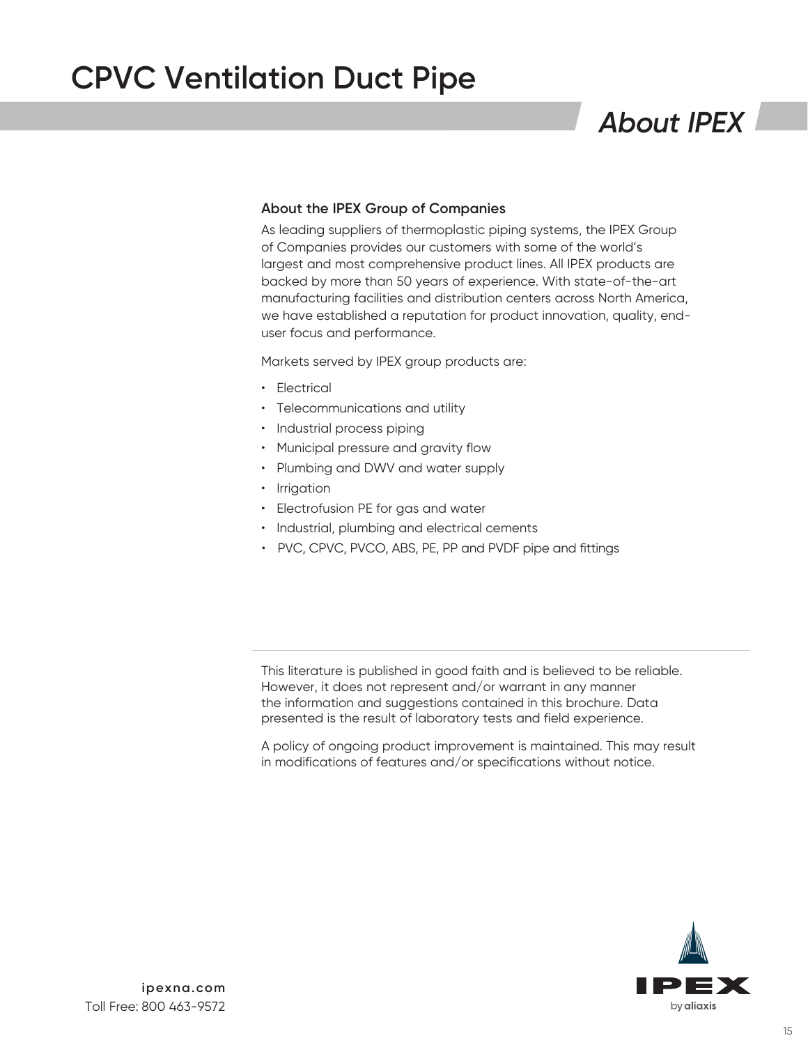# CPVC Ventilation Duct Pipe

## About IPEX

### About the IPEX Group of Companies

As leading suppliers of thermoplastic piping systems, the IPEX Group of Companies provides our customers with some of the world's largest and most comprehensive product lines. All IPEX products are backed by more than 50 years of experience. With state-of-the-art manufacturing facilities and distribution centers across North America, we have established a reputation for product innovation, quality, end-user focus and performance.

Markets served by IPEX group products are:

- Electrical
- Telecommunications and utility
- Industrial process piping
- Municipal pressure and gravity flow
- Plumbing and DWV and water supply
- Irrigation
- Electrofusion PE for gas and water
- Industrial, plumbing and electrical cements
- PVC, CPVC, PVCO, ABS, PE, PP and PVDF pipe and fittings

---

This literature is published in good faith and is believed to be reliable. However, it does not represent and/or warrant in any manner the information and suggestions contained in this brochure. Data presented is the result of laboratory tests and field experience.

A policy of ongoing product improvement is maintained. This may result in modifications of features and/or specifications without notice.

**ipexna.com**
Toll Free: 800 463-9572

IPEX by aliaxis